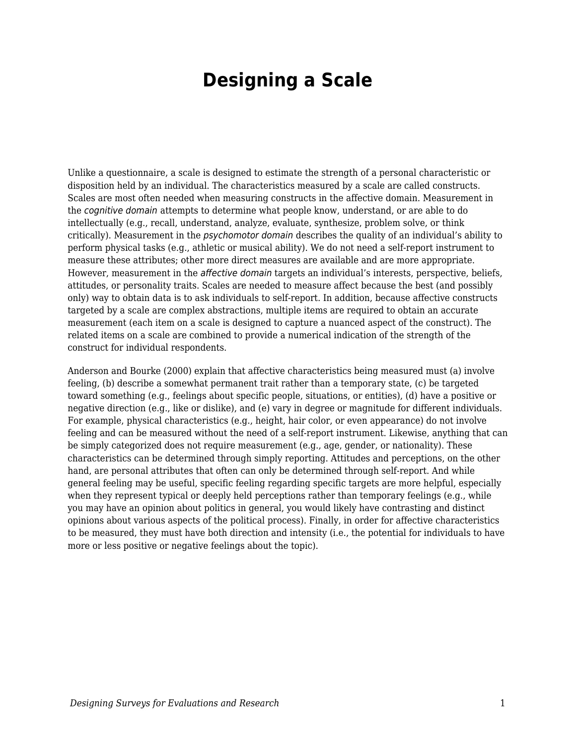# Designing a Scale

Unlike a questionnaire, a scale is designed to estimate the strength of a personal characteristic or disposition held by an individual. The characteristics measured by a scale are called constructs. Scales are most often needed when measuring constructs in the affective domain. Measurement in the *cognitive domain* attempts to determine what people know, understand, or are able to do intellectually (e.g., recall, understand, analyze, evaluate, synthesize, problem solve, or think critically). Measurement in the *psychomotor domain* describes the quality of an individual's ability to perform physical tasks (e.g., athletic or musical ability). We do not need a self-report instrument to measure these attributes; other more direct measures are available and are more appropriate. However, measurement in the *affective domain* targets an individual's interests, perspective, beliefs, attitudes, or personality traits. Scales are needed to measure affect because the best (and possibly only) way to obtain data is to ask individuals to self-report. In addition, because affective constructs targeted by a scale are complex abstractions, multiple items are required to obtain an accurate measurement (each item on a scale is designed to capture a nuanced aspect of the construct). The related items on a scale are combined to provide a numerical indication of the strength of the construct for individual respondents.

Anderson and Bourke (2000) explain that affective characteristics being measured must (a) involve feeling, (b) describe a somewhat permanent trait rather than a temporary state, (c) be targeted toward something (e.g., feelings about specific people, situations, or entities), (d) have a positive or negative direction (e.g., like or dislike), and (e) vary in degree or magnitude for different individuals. For example, physical characteristics (e.g., height, hair color, or even appearance) do not involve feeling and can be measured without the need of a self-report instrument. Likewise, anything that can be simply categorized does not require measurement (e.g., age, gender, or nationality). These characteristics can be determined through simply reporting. Attitudes and perceptions, on the other hand, are personal attributes that often can only be determined through self-report. And while general feeling may be useful, specific feeling regarding specific targets are more helpful, especially when they represent typical or deeply held perceptions rather than temporary feelings (e.g., while you may have an opinion about politics in general, you would likely have contrasting and distinct opinions about various aspects of the political process). Finally, in order for affective characteristics to be measured, they must have both direction and intensity (i.e., the potential for individuals to have more or less positive or negative feelings about the topic).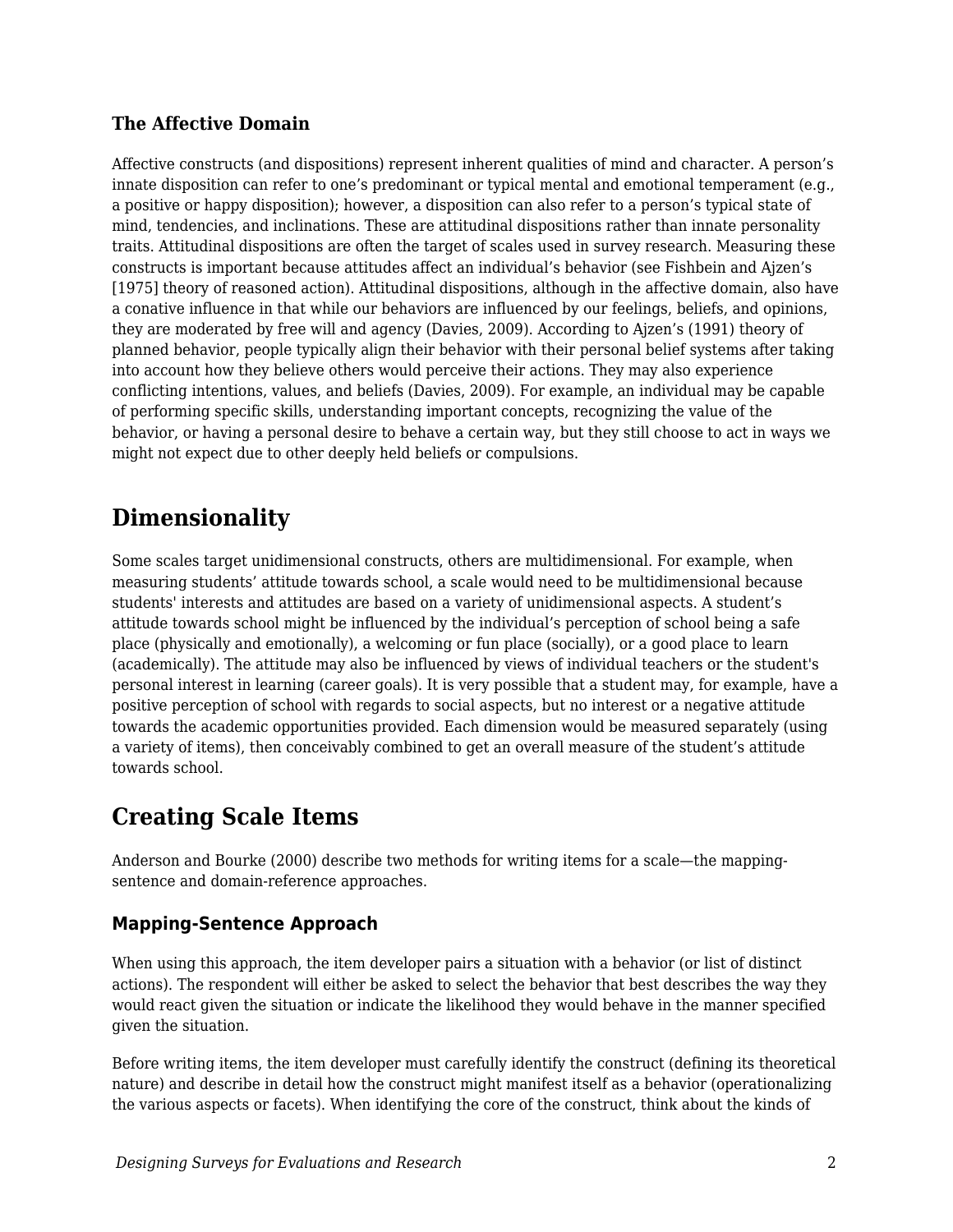### The Affective Domain

Affective constructs (and dispositions) represent inherent qualities of mind and character. A person's innate disposition can refer to one's predominant or typical mental and emotional temperament (e.g., a positive or happy disposition); however, a disposition can also refer to a person's typical state of mind, tendencies, and inclinations. These are attitudinal dispositions rather than innate personality traits. Attitudinal dispositions are often the target of scales used in survey research. Measuring these constructs is important because attitudes affect an individual's behavior (see Fishbein and Ajzen's [1975] theory of reasoned action). Attitudinal dispositions, although in the affective domain, also have a conative influence in that while our behaviors are influenced by our feelings, beliefs, and opinions, they are moderated by free will and agency (Davies, 2009). According to Ajzen's (1991) theory of planned behavior, people typically align their behavior with their personal belief systems after taking into account how they believe others would perceive their actions. They may also experience conflicting intentions, values, and beliefs (Davies, 2009). For example, an individual may be capable of performing specific skills, understanding important concepts, recognizing the value of the behavior, or having a personal desire to behave a certain way, but they still choose to act in ways we might not expect due to other deeply held beliefs or compulsions.

## Dimensionality

Some scales target unidimensional constructs, others are multidimensional. For example, when measuring students' attitude towards school, a scale would need to be multidimensional because students' interests and attitudes are based on a variety of unidimensional aspects. A student's attitude towards school might be influenced by the individual's perception of school being a safe place (physically and emotionally), a welcoming or fun place (socially), or a good place to learn (academically). The attitude may also be influenced by views of individual teachers or the student's personal interest in learning (career goals). It is very possible that a student may, for example, have a positive perception of school with regards to social aspects, but no interest or a negative attitude towards the academic opportunities provided. Each dimension would be measured separately (using a variety of items), then conceivably combined to get an overall measure of the student's attitude towards school.

## Creating Scale Items

Anderson and Bourke (2000) describe two methods for writing items for a scale—the mapping-sentence and domain-reference approaches.

### Mapping-Sentence Approach

When using this approach, the item developer pairs a situation with a behavior (or list of distinct actions). The respondent will either be asked to select the behavior that best describes the way they would react given the situation or indicate the likelihood they would behave in the manner specified given the situation.

Before writing items, the item developer must carefully identify the construct (defining its theoretical nature) and describe in detail how the construct might manifest itself as a behavior (operationalizing the various aspects or facets). When identifying the core of the construct, think about the kinds of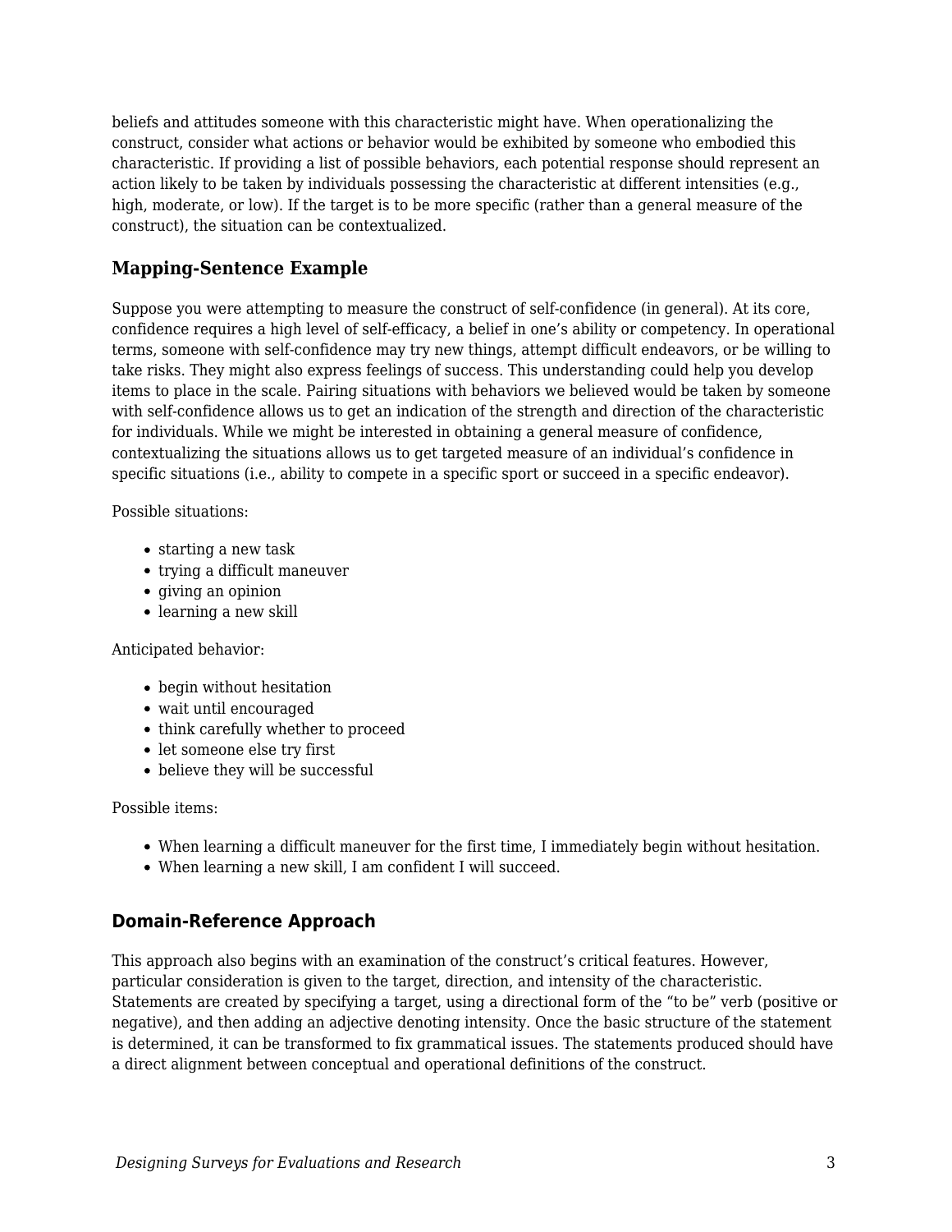beliefs and attitudes someone with this characteristic might have. When operationalizing the construct, consider what actions or behavior would be exhibited by someone who embodied this characteristic. If providing a list of possible behaviors, each potential response should represent an action likely to be taken by individuals possessing the characteristic at different intensities (e.g., high, moderate, or low). If the target is to be more specific (rather than a general measure of the construct), the situation can be contextualized.

### Mapping-Sentence Example

Suppose you were attempting to measure the construct of self-confidence (in general). At its core, confidence requires a high level of self-efficacy, a belief in one's ability or competency. In operational terms, someone with self-confidence may try new things, attempt difficult endeavors, or be willing to take risks. They might also express feelings of success. This understanding could help you develop items to place in the scale. Pairing situations with behaviors we believed would be taken by someone with self-confidence allows us to get an indication of the strength and direction of the characteristic for individuals. While we might be interested in obtaining a general measure of confidence, contextualizing the situations allows us to get targeted measure of an individual's confidence in specific situations (i.e., ability to compete in a specific sport or succeed in a specific endeavor).

Possible situations:

- starting a new task
- trying a difficult maneuver
- giving an opinion
- learning a new skill

Anticipated behavior:

- begin without hesitation
- wait until encouraged
- think carefully whether to proceed
- let someone else try first
- believe they will be successful

Possible items:

- When learning a difficult maneuver for the first time, I immediately begin without hesitation.
- When learning a new skill, I am confident I will succeed.

### Domain-Reference Approach

This approach also begins with an examination of the construct's critical features. However, particular consideration is given to the target, direction, and intensity of the characteristic. Statements are created by specifying a target, using a directional form of the "to be" verb (positive or negative), and then adding an adjective denoting intensity. Once the basic structure of the statement is determined, it can be transformed to fix grammatical issues. The statements produced should have a direct alignment between conceptual and operational definitions of the construct.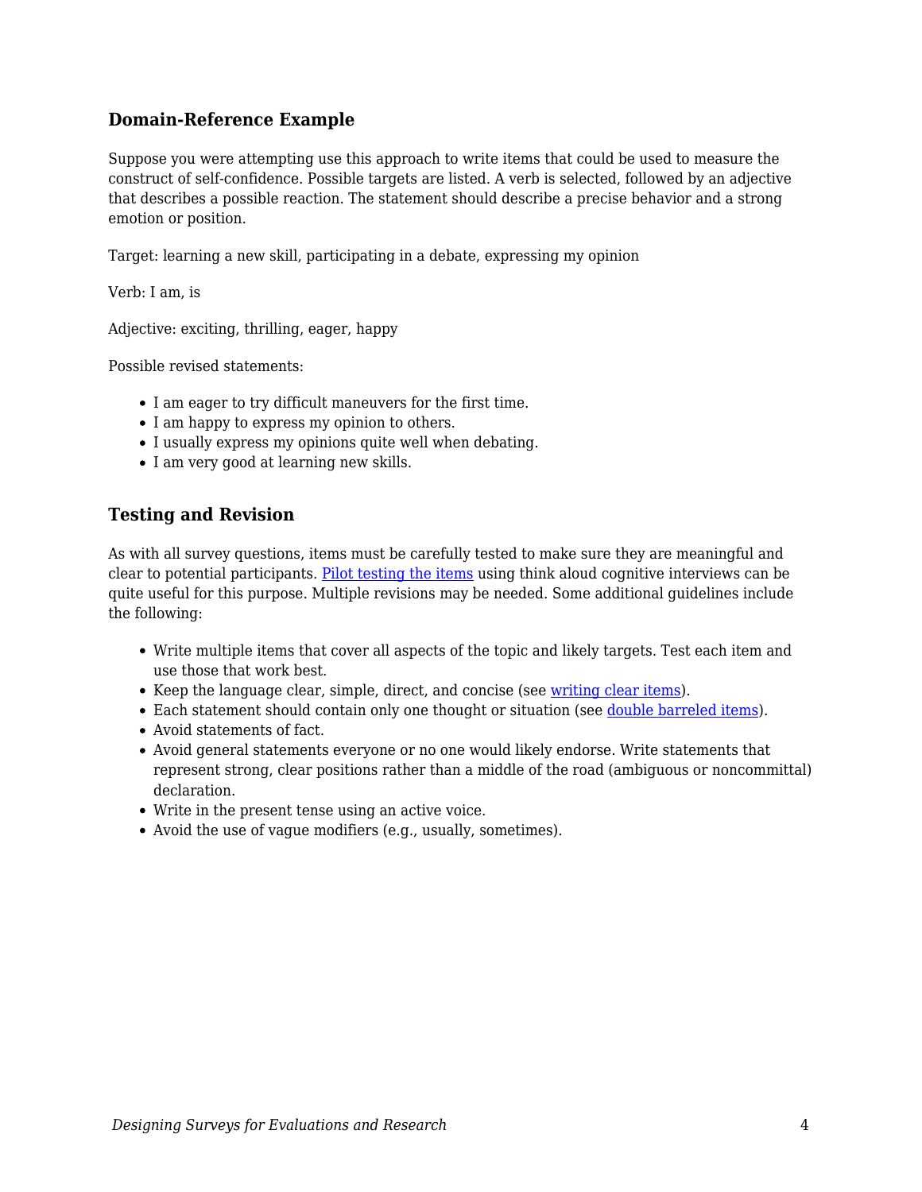### Domain-Reference Example

Suppose you were attempting use this approach to write items that could be used to measure the construct of self-confidence. Possible targets are listed. A verb is selected, followed by an adjective that describes a possible reaction. The statement should describe a precise behavior and a strong emotion or position.

Target: learning a new skill, participating in a debate, expressing my opinion

Verb: I am, is

Adjective: exciting, thrilling, eager, happy

Possible revised statements:

- I am eager to try difficult maneuvers for the first time.
- I am happy to express my opinion to others.
- I usually express my opinions quite well when debating.
- I am very good at learning new skills.

### Testing and Revision

As with all survey questions, items must be carefully tested to make sure they are meaningful and clear to potential participants. Pilot testing the items using think aloud cognitive interviews can be quite useful for this purpose. Multiple revisions may be needed. Some additional guidelines include the following:

- Write multiple items that cover all aspects of the topic and likely targets. Test each item and use those that work best.
- Keep the language clear, simple, direct, and concise (see writing clear items).
- Each statement should contain only one thought or situation (see double barreled items).
- Avoid statements of fact.
- Avoid general statements everyone or no one would likely endorse. Write statements that represent strong, clear positions rather than a middle of the road (ambiguous or noncommittal) declaration.
- Write in the present tense using an active voice.
- Avoid the use of vague modifiers (e.g., usually, sometimes).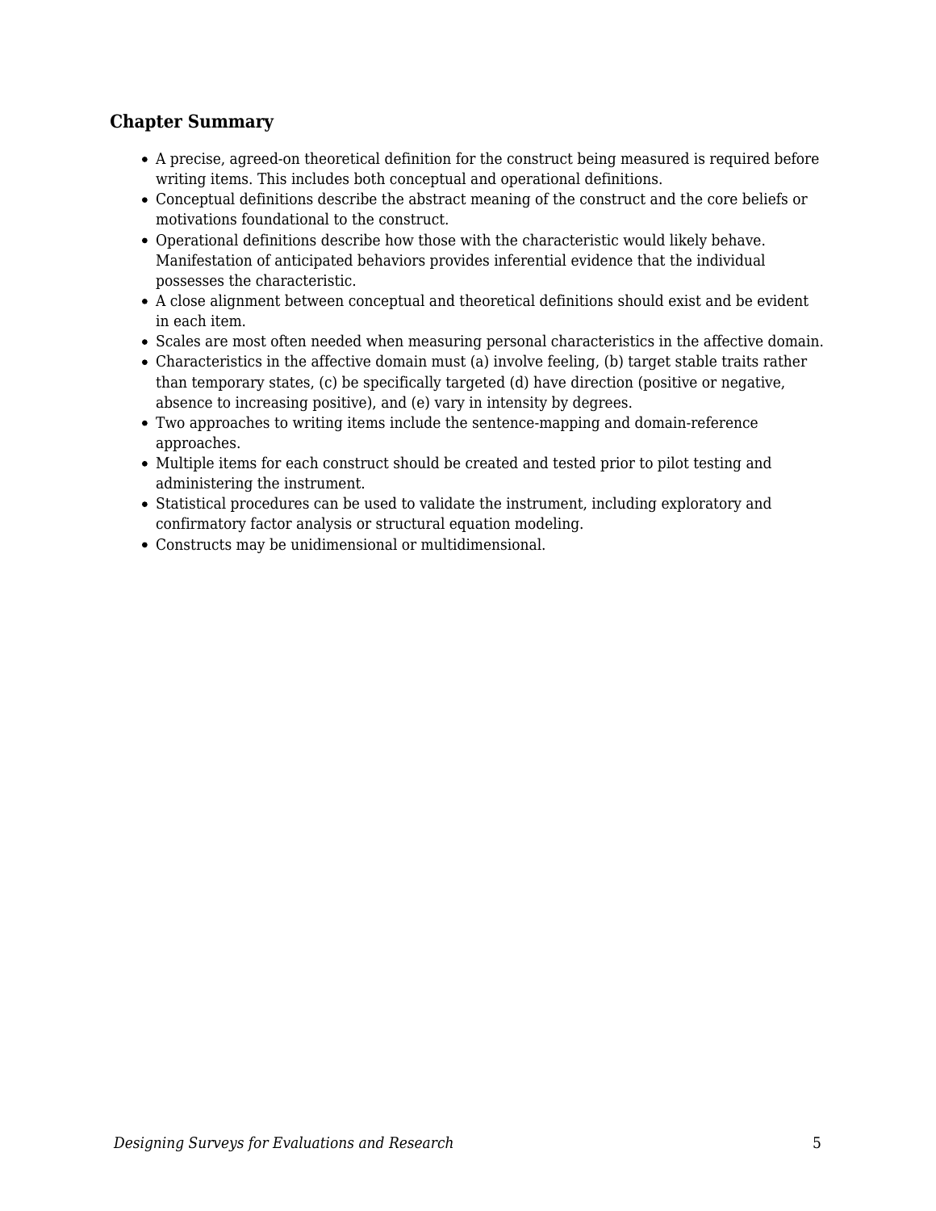### Chapter Summary

- A precise, agreed-on theoretical definition for the construct being measured is required before writing items. This includes both conceptual and operational definitions.
- Conceptual definitions describe the abstract meaning of the construct and the core beliefs or motivations foundational to the construct.
- Operational definitions describe how those with the characteristic would likely behave. Manifestation of anticipated behaviors provides inferential evidence that the individual possesses the characteristic.
- A close alignment between conceptual and theoretical definitions should exist and be evident in each item.
- Scales are most often needed when measuring personal characteristics in the affective domain.
- Characteristics in the affective domain must (a) involve feeling, (b) target stable traits rather than temporary states, (c) be specifically targeted (d) have direction (positive or negative, absence to increasing positive), and (e) vary in intensity by degrees.
- Two approaches to writing items include the sentence-mapping and domain-reference approaches.
- Multiple items for each construct should be created and tested prior to pilot testing and administering the instrument.
- Statistical procedures can be used to validate the instrument, including exploratory and confirmatory factor analysis or structural equation modeling.
- Constructs may be unidimensional or multidimensional.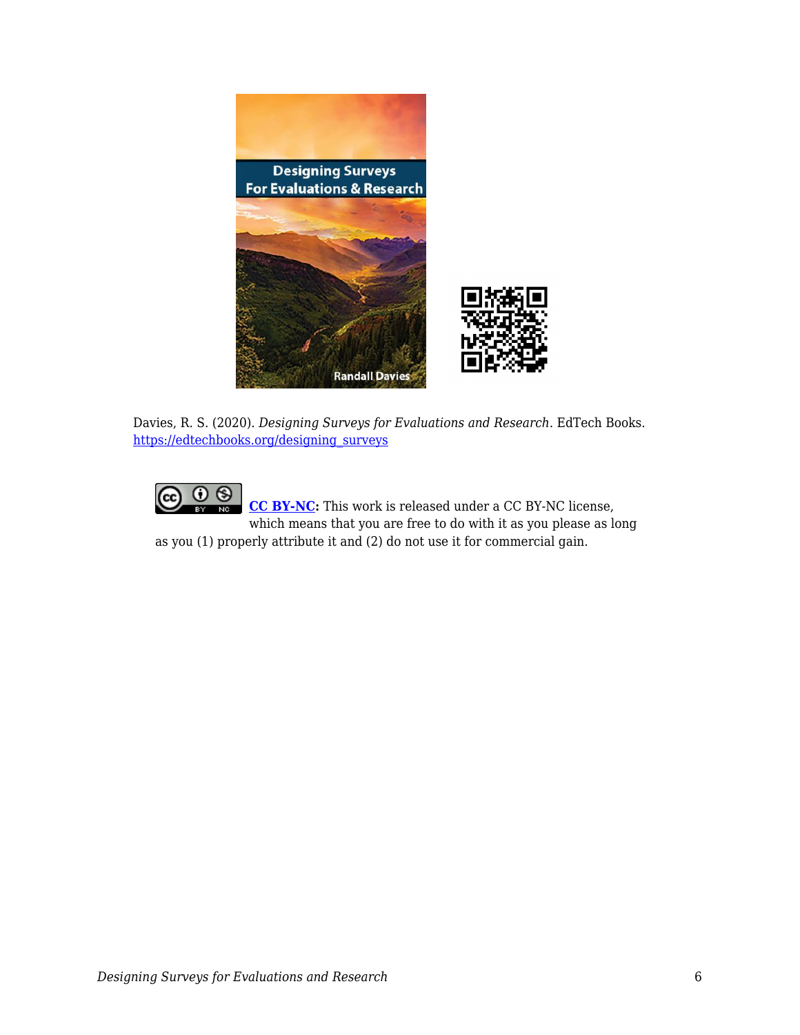Davies, R. S. (2020). *Designing Surveys for Evaluations and Research*. EdTech Books. https://edtechbooks.org/designing_surveys

**CC BY-NC:** This work is released under a CC BY-NC license, which means that you are free to do with it as you please as long as you (1) properly attribute it and (2) do not use it for commercial gain.